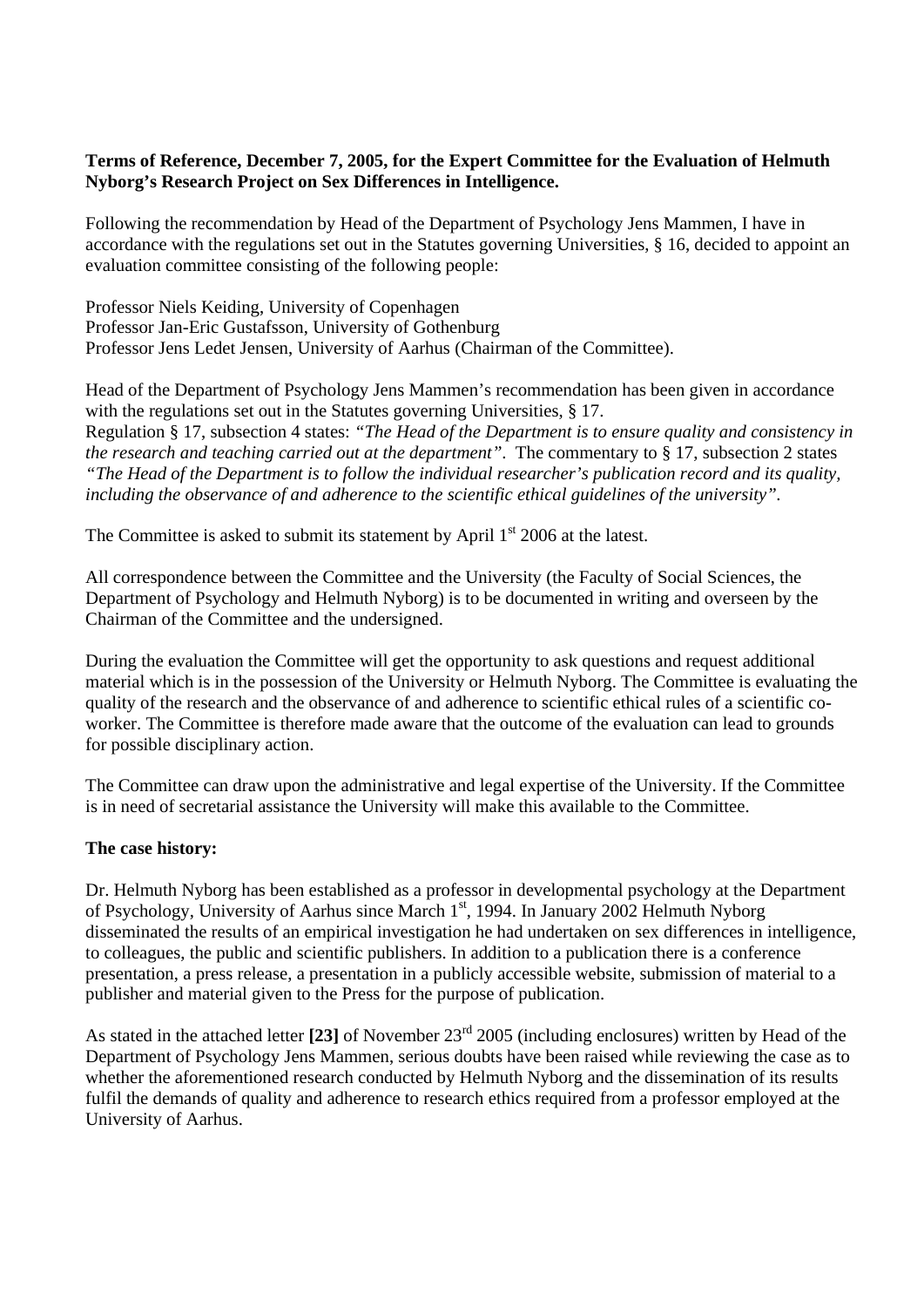**Terms of Reference, December 7, 2005, for the Expert Committee for the Evaluation of Helmuth Nyborg's Research Project on Sex Differences in Intelligence.**

Following the recommendation by Head of the Department of Psychology Jens Mammen, I have in accordance with the regulations set out in the Statutes governing Universities, § 16, decided to appoint an evaluation committee consisting of the following people:

Professor Niels Keiding, University of Copenhagen
Professor Jan-Eric Gustafsson, University of Gothenburg
Professor Jens Ledet Jensen, University of Aarhus (Chairman of the Committee).

Head of the Department of Psychology Jens Mammen's recommendation has been given in accordance with the regulations set out in the Statutes governing Universities, § 17.
Regulation § 17, subsection 4 states: *"The Head of the Department is to ensure quality and consistency in the research and teaching carried out at the department"*. The commentary to § 17, subsection 2 states *"The Head of the Department is to follow the individual researcher's publication record and its quality, including the observance of and adherence to the scientific ethical guidelines of the university"*.

The Committee is asked to submit its statement by April 1st 2006 at the latest.

All correspondence between the Committee and the University (the Faculty of Social Sciences, the Department of Psychology and Helmuth Nyborg) is to be documented in writing and overseen by the Chairman of the Committee and the undersigned.

During the evaluation the Committee will get the opportunity to ask questions and request additional material which is in the possession of the University or Helmuth Nyborg. The Committee is evaluating the quality of the research and the observance of and adherence to scientific ethical rules of a scientific co-worker. The Committee is therefore made aware that the outcome of the evaluation can lead to grounds for possible disciplinary action.

The Committee can draw upon the administrative and legal expertise of the University. If the Committee is in need of secretarial assistance the University will make this available to the Committee.

**The case history:**

Dr. Helmuth Nyborg has been established as a professor in developmental psychology at the Department of Psychology, University of Aarhus since March 1st, 1994. In January 2002 Helmuth Nyborg disseminated the results of an empirical investigation he had undertaken on sex differences in intelligence, to colleagues, the public and scientific publishers. In addition to a publication there is a conference presentation, a press release, a presentation in a publicly accessible website, submission of material to a publisher and material given to the Press for the purpose of publication.

As stated in the attached letter **[23]** of November 23rd 2005 (including enclosures) written by Head of the Department of Psychology Jens Mammen, serious doubts have been raised while reviewing the case as to whether the aforementioned research conducted by Helmuth Nyborg and the dissemination of its results fulfil the demands of quality and adherence to research ethics required from a professor employed at the University of Aarhus.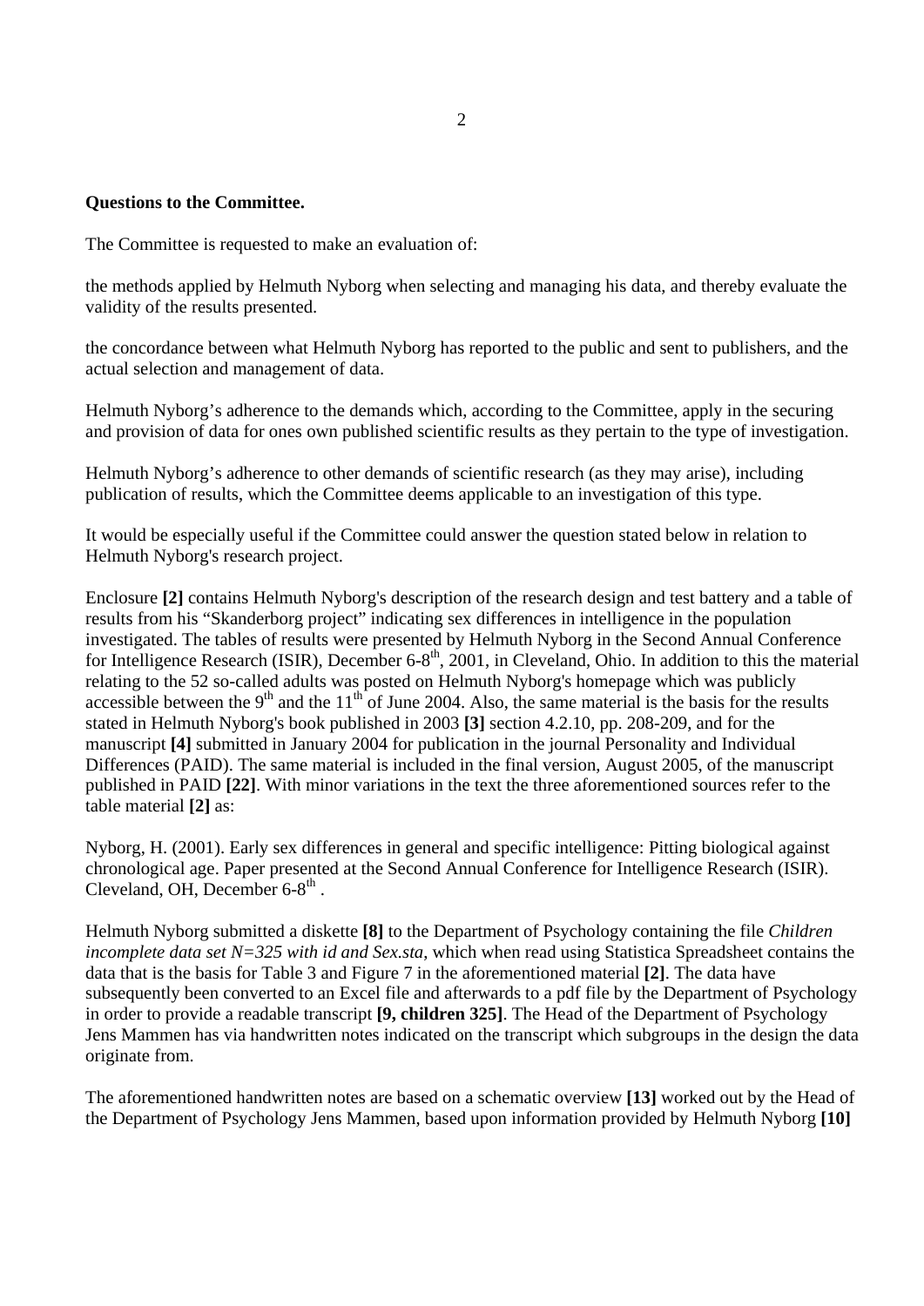**Questions to the Committee.**

The Committee is requested to make an evaluation of:

the methods applied by Helmuth Nyborg when selecting and managing his data, and thereby evaluate the validity of the results presented.

the concordance between what Helmuth Nyborg has reported to the public and sent to publishers, and the actual selection and management of data.

Helmuth Nyborg's adherence to the demands which, according to the Committee, apply in the securing and provision of data for ones own published scientific results as they pertain to the type of investigation.

Helmuth Nyborg's adherence to other demands of scientific research (as they may arise), including publication of results, which the Committee deems applicable to an investigation of this type.

It would be especially useful if the Committee could answer the question stated below in relation to Helmuth Nyborg's research project.

Enclosure **[2]** contains Helmuth Nyborg's description of the research design and test battery and a table of results from his "Skanderborg project" indicating sex differences in intelligence in the population investigated. The tables of results were presented by Helmuth Nyborg in the Second Annual Conference for Intelligence Research (ISIR), December 6-8th, 2001, in Cleveland, Ohio. In addition to this the material relating to the 52 so-called adults was posted on Helmuth Nyborg's homepage which was publicly accessible between the 9th and the 11th of June 2004. Also, the same material is the basis for the results stated in Helmuth Nyborg's book published in 2003 **[3]** section 4.2.10, pp. 208-209, and for the manuscript **[4]** submitted in January 2004 for publication in the journal Personality and Individual Differences (PAID). The same material is included in the final version, August 2005, of the manuscript published in PAID **[22]**. With minor variations in the text the three aforementioned sources refer to the table material **[2]** as:

Nyborg, H. (2001). Early sex differences in general and specific intelligence: Pitting biological against chronological age. Paper presented at the Second Annual Conference for Intelligence Research (ISIR). Cleveland, OH, December 6-8th .

Helmuth Nyborg submitted a diskette **[8]** to the Department of Psychology containing the file *Children incomplete data set N=325 with id and Sex.sta*, which when read using Statistica Spreadsheet contains the data that is the basis for Table 3 and Figure 7 in the aforementioned material **[2]**. The data have subsequently been converted to an Excel file and afterwards to a pdf file by the Department of Psychology in order to provide a readable transcript **[9, children 325]**. The Head of the Department of Psychology Jens Mammen has via handwritten notes indicated on the transcript which subgroups in the design the data originate from.

The aforementioned handwritten notes are based on a schematic overview **[13]** worked out by the Head of the Department of Psychology Jens Mammen, based upon information provided by Helmuth Nyborg **[10]**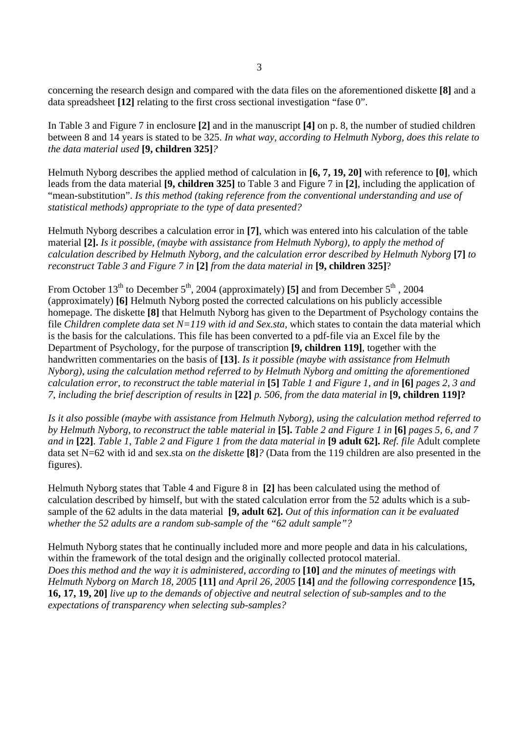concerning the research design and compared with the data files on the aforementioned diskette **[8]** and a data spreadsheet **[12]** relating to the first cross sectional investigation "fase 0".

In Table 3 and Figure 7 in enclosure **[2]** and in the manuscript **[4]** on p. 8, the number of studied children between 8 and 14 years is stated to be 325. *In what way, according to Helmuth Nyborg, does this relate to the data material used* **[9, children 325]***?*

Helmuth Nyborg describes the applied method of calculation in **[6, 7, 19, 20]** with reference to **[0]**, which leads from the data material **[9, children 325]** to Table 3 and Figure 7 in **[2]**, including the application of "mean-substitution". *Is this method (taking reference from the conventional understanding and use of statistical methods) appropriate to the type of data presented?*

Helmuth Nyborg describes a calculation error in **[7]**, which was entered into his calculation of the table material **[2].** *Is it possible, (maybe with assistance from Helmuth Nyborg), to apply the method of calculation described by Helmuth Nyborg, and the calculation error described by Helmuth Nyborg* **[7]** *to reconstruct Table 3 and Figure 7 in* **[2]** *from the data material in* **[9, children 325]**?

From October 13th to December 5th, 2004 (approximately) **[5]** and from December 5th , 2004 (approximately) **[6]** Helmuth Nyborg posted the corrected calculations on his publicly accessible homepage. The diskette **[8]** that Helmuth Nyborg has given to the Department of Psychology contains the file *Children complete data set N=119 with id and Sex.sta*, which states to contain the data material which is the basis for the calculations. This file has been converted to a pdf-file via an Excel file by the Department of Psychology, for the purpose of transcription **[9, children 119]**, together with the handwritten commentaries on the basis of **[13]**. *Is it possible (maybe with assistance from Helmuth Nyborg), using the calculation method referred to by Helmuth Nyborg and omitting the aforementioned calculation error, to reconstruct the table material in* **[5]** *Table 1 and Figure 1, and in* **[6]** *pages 2, 3 and 7, including the brief description of results in* **[22]** *p. 506, from the data material in* **[9, children 119]?**

*Is it also possible (maybe with assistance from Helmuth Nyborg), using the calculation method referred to by Helmuth Nyborg, to reconstruct the table material in* **[5].** *Table 2 and Figure 1 in* **[6]** *pages 5, 6, and 7 and in* **[22]**. *Table 1, Table 2 and Figure 1 from the data material in* **[9 adult 62].** *Ref. file* Adult complete data set N=62 with id and sex.sta *on the diskette* **[8]***?* (Data from the 119 children are also presented in the figures).

Helmuth Nyborg states that Table 4 and Figure 8 in **[2]** has been calculated using the method of calculation described by himself, but with the stated calculation error from the 52 adults which is a sub-sample of the 62 adults in the data material **[9, adult 62].** *Out of this information can it be evaluated whether the 52 adults are a random sub-sample of the "62 adult sample"?*

Helmuth Nyborg states that he continually included more and more people and data in his calculations, within the framework of the total design and the originally collected protocol material.
*Does this method and the way it is administered, according to* **[10]** *and the minutes of meetings with Helmuth Nyborg on March 18, 2005* **[11]** *and April 26, 2005* **[14]** *and the following correspondence* **[15, 16, 17, 19, 20]** *live up to the demands of objective and neutral selection of sub-samples and to the expectations of transparency when selecting sub-samples?*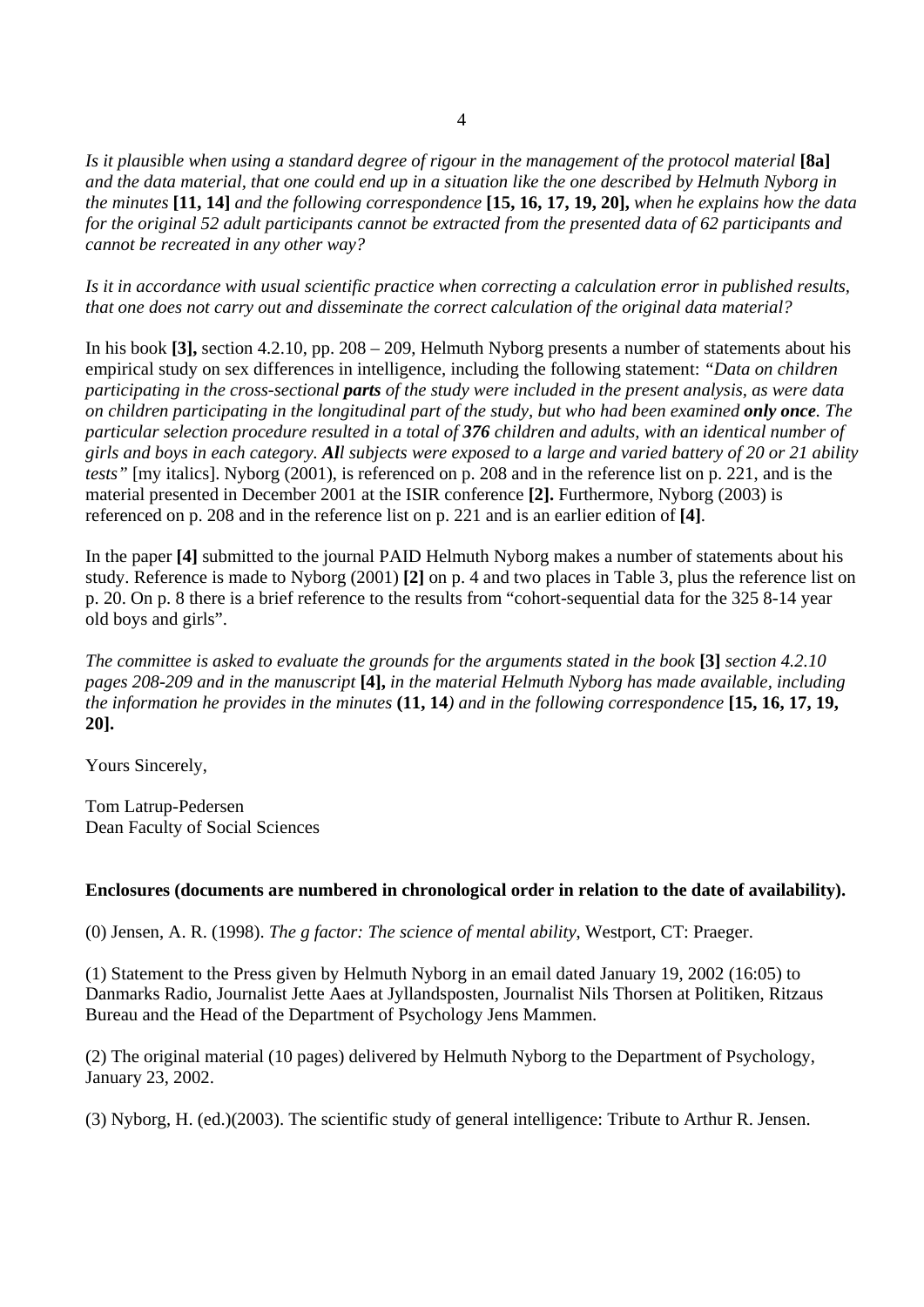*Is it plausible when using a standard degree of rigour in the management of the protocol material* **[8a]** *and the data material, that one could end up in a situation like the one described by Helmuth Nyborg in the minutes* **[11, 14]** *and the following correspondence* **[15, 16, 17, 19, 20],** *when he explains how the data for the original 52 adult participants cannot be extracted from the presented data of 62 participants and cannot be recreated in any other way?*

*Is it in accordance with usual scientific practice when correcting a calculation error in published results, that one does not carry out and disseminate the correct calculation of the original data material?*

In his book **[3],** section 4.2.10, pp. 208 – 209, Helmuth Nyborg presents a number of statements about his empirical study on sex differences in intelligence, including the following statement: *"Data on children participating in the cross-sectional* ***parts*** *of the study were included in the present analysis, as were data on children participating in the longitudinal part of the study, but who had been examined* ***only once****. The particular selection procedure resulted in a total of* ***376*** *children and adults, with an identical number of girls and boys in each category.* ***Al****l subjects were exposed to a large and varied battery of 20 or 21 ability tests"* [my italics]. Nyborg (2001), is referenced on p. 208 and in the reference list on p. 221, and is the material presented in December 2001 at the ISIR conference **[2].** Furthermore, Nyborg (2003) is referenced on p. 208 and in the reference list on p. 221 and is an earlier edition of **[4]**.

In the paper **[4]** submitted to the journal PAID Helmuth Nyborg makes a number of statements about his study. Reference is made to Nyborg (2001) **[2]** on p. 4 and two places in Table 3, plus the reference list on p. 20. On p. 8 there is a brief reference to the results from "cohort-sequential data for the 325 8-14 year old boys and girls".

*The committee is asked to evaluate the grounds for the arguments stated in the book* **[3]** *section 4.2.10 pages 208-209 and in the manuscript* **[4],** *in the material Helmuth Nyborg has made available, including the information he provides in the minutes* **(11, 14***) and in the following correspondence* **[15, 16, 17, 19, 20].**

Yours Sincerely,

Tom Latrup-Pedersen
Dean Faculty of Social Sciences

**Enclosures (documents are numbered in chronological order in relation to the date of availability).**

(0) Jensen, A. R. (1998). *The g factor: The science of mental ability*, Westport, CT: Praeger.

(1) Statement to the Press given by Helmuth Nyborg in an email dated January 19, 2002 (16:05) to Danmarks Radio, Journalist Jette Aaes at Jyllandsposten, Journalist Nils Thorsen at Politiken, Ritzaus Bureau and the Head of the Department of Psychology Jens Mammen.

(2) The original material (10 pages) delivered by Helmuth Nyborg to the Department of Psychology, January 23, 2002.

(3) Nyborg, H. (ed.)(2003). The scientific study of general intelligence: Tribute to Arthur R. Jensen.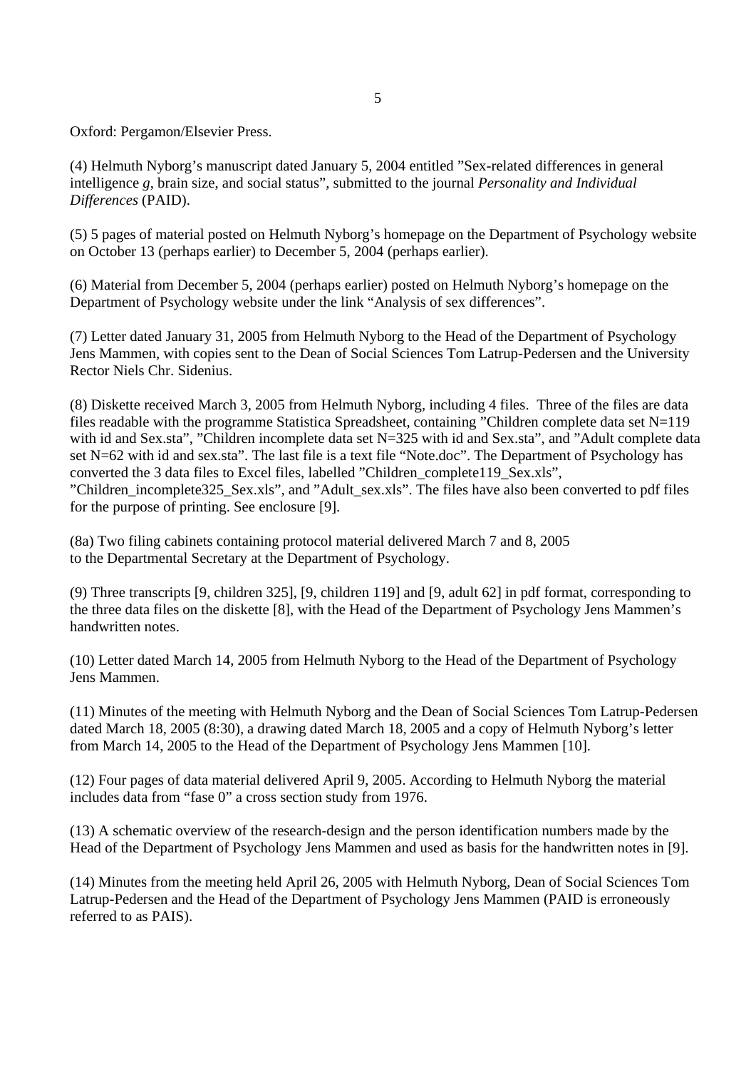Oxford: Pergamon/Elsevier Press.

(4) Helmuth Nyborg's manuscript dated January 5, 2004 entitled "Sex-related differences in general intelligence *g*, brain size, and social status", submitted to the journal *Personality and Individual Differences* (PAID).

(5) 5 pages of material posted on Helmuth Nyborg's homepage on the Department of Psychology website on October 13 (perhaps earlier) to December 5, 2004 (perhaps earlier).

(6) Material from December 5, 2004 (perhaps earlier) posted on Helmuth Nyborg's homepage on the Department of Psychology website under the link "Analysis of sex differences".

(7) Letter dated January 31, 2005 from Helmuth Nyborg to the Head of the Department of Psychology Jens Mammen, with copies sent to the Dean of Social Sciences Tom Latrup-Pedersen and the University Rector Niels Chr. Sidenius.

(8) Diskette received March 3, 2005 from Helmuth Nyborg, including 4 files. Three of the files are data files readable with the programme Statistica Spreadsheet, containing "Children complete data set N=119 with id and Sex.sta", "Children incomplete data set N=325 with id and Sex.sta", and "Adult complete data set N=62 with id and sex.sta". The last file is a text file "Note.doc". The Department of Psychology has converted the 3 data files to Excel files, labelled "Children_complete119_Sex.xls", "Children_incomplete325_Sex.xls", and "Adult_sex.xls". The files have also been converted to pdf files for the purpose of printing. See enclosure [9].

(8a) Two filing cabinets containing protocol material delivered March 7 and 8, 2005 to the Departmental Secretary at the Department of Psychology.

(9) Three transcripts [9, children 325], [9, children 119] and [9, adult 62] in pdf format, corresponding to the three data files on the diskette [8], with the Head of the Department of Psychology Jens Mammen's handwritten notes.

(10) Letter dated March 14, 2005 from Helmuth Nyborg to the Head of the Department of Psychology Jens Mammen.

(11) Minutes of the meeting with Helmuth Nyborg and the Dean of Social Sciences Tom Latrup-Pedersen dated March 18, 2005 (8:30), a drawing dated March 18, 2005 and a copy of Helmuth Nyborg's letter from March 14, 2005 to the Head of the Department of Psychology Jens Mammen [10].

(12) Four pages of data material delivered April 9, 2005. According to Helmuth Nyborg the material includes data from "fase 0" a cross section study from 1976.

(13) A schematic overview of the research-design and the person identification numbers made by the Head of the Department of Psychology Jens Mammen and used as basis for the handwritten notes in [9].

(14) Minutes from the meeting held April 26, 2005 with Helmuth Nyborg, Dean of Social Sciences Tom Latrup-Pedersen and the Head of the Department of Psychology Jens Mammen (PAID is erroneously referred to as PAIS).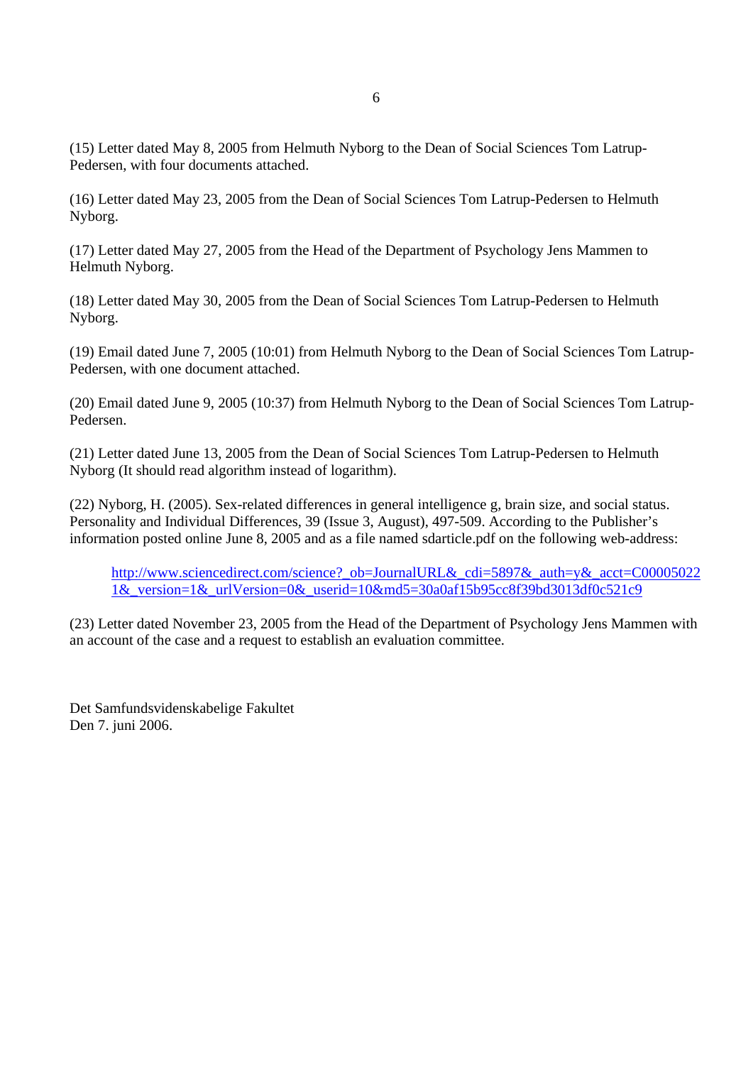(15) Letter dated May 8, 2005 from Helmuth Nyborg to the Dean of Social Sciences Tom Latrup-Pedersen, with four documents attached.

(16) Letter dated May 23, 2005 from the Dean of Social Sciences Tom Latrup-Pedersen to Helmuth Nyborg.

(17) Letter dated May 27, 2005 from the Head of the Department of Psychology Jens Mammen to Helmuth Nyborg.

(18) Letter dated May 30, 2005 from the Dean of Social Sciences Tom Latrup-Pedersen to Helmuth Nyborg.

(19) Email dated June 7, 2005 (10:01) from Helmuth Nyborg to the Dean of Social Sciences Tom Latrup-Pedersen, with one document attached.

(20) Email dated June 9, 2005 (10:37) from Helmuth Nyborg to the Dean of Social Sciences Tom Latrup-Pedersen.

(21) Letter dated June 13, 2005 from the Dean of Social Sciences Tom Latrup-Pedersen to Helmuth Nyborg (It should read algorithm instead of logarithm).

(22) Nyborg, H. (2005). Sex-related differences in general intelligence g, brain size, and social status. Personality and Individual Differences, 39 (Issue 3, August), 497-509. According to the Publisher's information posted online June 8, 2005 and as a file named sdarticle.pdf on the following web-address:

> http://www.sciencedirect.com/science?_ob=JournalURL&_cdi=5897&_auth=y&_acct=C000050221&_version=1&_urlVersion=0&_userid=10&md5=30a0af15b95cc8f39bd3013df0c521c9

(23) Letter dated November 23, 2005 from the Head of the Department of Psychology Jens Mammen with an account of the case and a request to establish an evaluation committee.

Det Samfundsvidenskabelige Fakultet
Den 7. juni 2006.